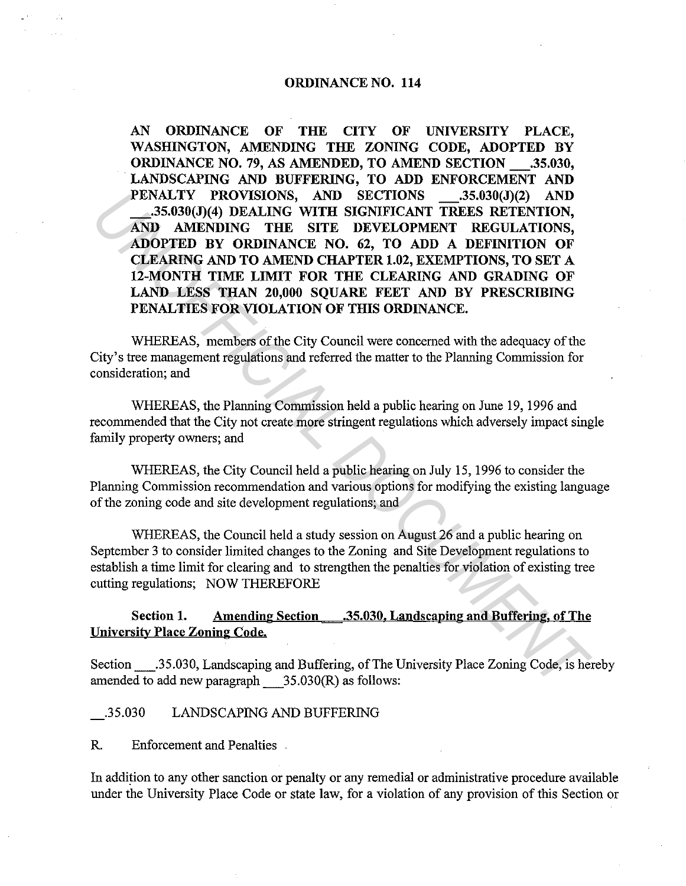## ORDINANCE NO. 114

**AN ORDINANCE OF THE CITY OF UNIVERSITY PLACE, WASHINGTON, AMENDING THE ZONING CODE, ADOPTED BY ORDINANCE NO. 79, AS AMENDED, TO AMEND SECTION ___.35.030, LANDSCAPING AND BUFFERING, TO ADD ENFORCEMENT AND PENALTY PROVISIONS, AND SECTIONS ___.35.030(J)(2) AND ___.35.030(J)(4) DEALING WITH SIGNIFICANT TREES RETENTION, AND AMENDING THE SITE DEVELOPMENT REGULATIONS, ADOPTED BY ORDINANCE NO. 62, TO ADD A DEFINITION OF CLEARING AND TO AMEND CHAPTER 1.02, EXEMPTIONS, TO SET A 12-MONTH TIME LIMIT FOR THE CLEARING AND GRADING OF LAND LESS THAN 20,000 SQUARE FEET AND BY PRESCRIBING PENALTIES FOR VIOLATION OF THIS ORDINANCE.**

WHEREAS, members of the City Council were concerned with the adequacy of the City's tree management regulations and referred the matter to the Planning Commission for consideration; and

WHEREAS, the Planning Commission held a public hearing on June 19, 1996 and recommended that the City not create more stringent regulations which adversely impact single family property owners; and

WHEREAS, the City Council held a public hearing on July 15, 1996 to consider the Planning Commission recommendation and various options for modifying the existing language of the zoning code and site development regulations; and

WHEREAS, the Council held a study session on August 26 and a public hearing on September 3 to consider limited changes to the Zoning and Site Development regulations to establish a time limit for clearing and to strengthen the penalties for violation of existing tree cutting regulations; NOW THEREFORE

**Section 1. Amending Section ___.35.030, Landscaping and Buffering, of The University Place Zoning Code.**

Section ___.35.030, Landscaping and Buffering, of The University Place Zoning Code, is hereby amended to add new paragraph ___35.030(R) as follows:

__.35.030 LANDSCAPING AND BUFFERING

R. Enforcement and Penalties

In addition to any other sanction or penalty or any remedial or administrative procedure available under the University Place Code or state law, for a violation of any provision of this Section or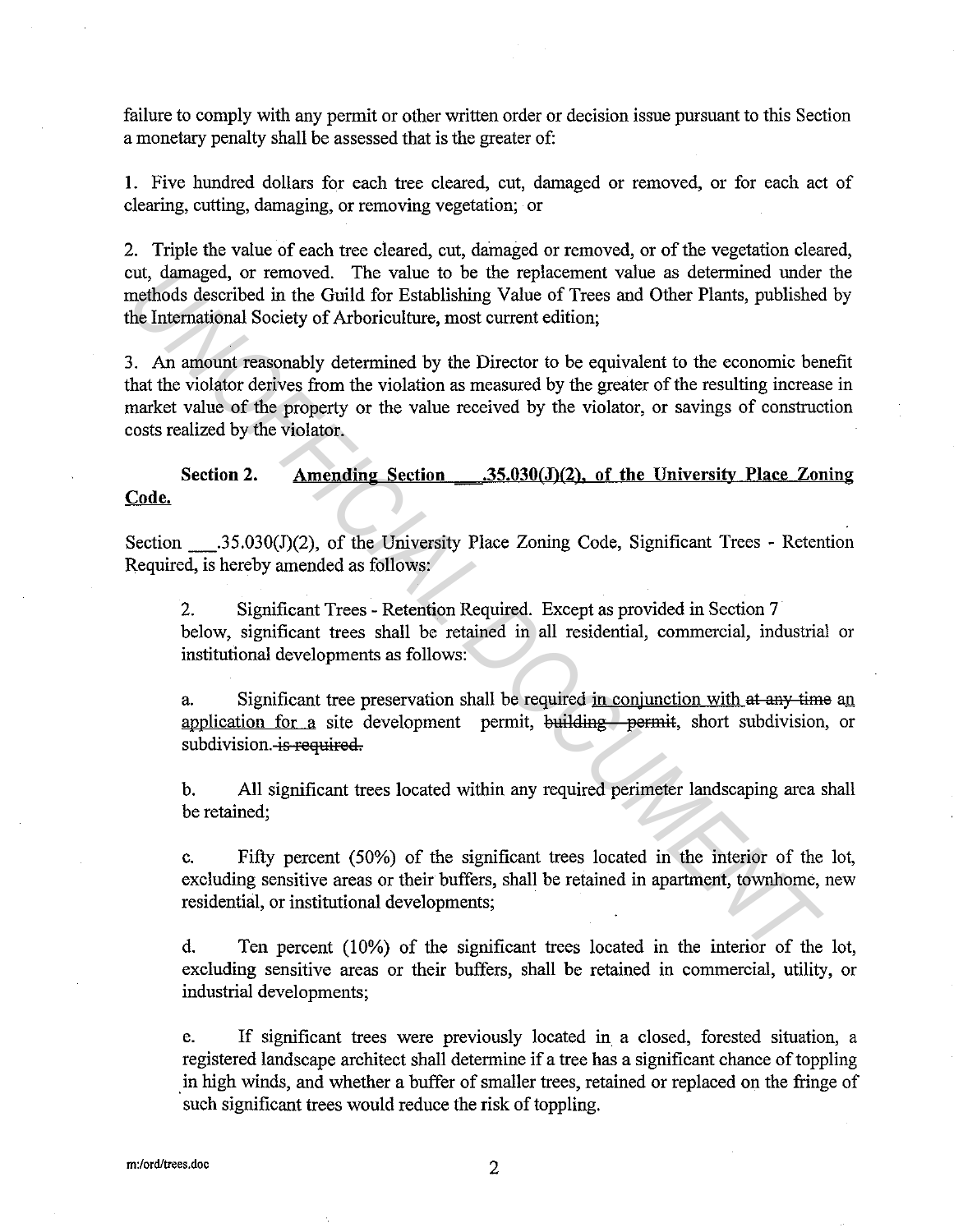failure to comply with any permit or other written order or decision issue pursuant to this Section a monetary penalty shall be assessed that is the greater of:

1. Five hundred dollars for each tree cleared, cut, damaged or removed, or for each act of clearing, cutting, damaging, or removing vegetation; or

2. Triple the value of each tree cleared, cut, damaged or removed, or of the vegetation cleared, cut, damaged, or removed. The value to be the replacement value as determined under the methods described in the Guild for Establishing Value of Trees and Other Plants, published by the International Society of Arboriculture, most current edition;

3. An amount reasonably determined by the Director to be equivalent to the economic benefit that the violator derives from the violation as measured by the greater of the resulting increase in market value of the property or the value received by the violator, or savings of construction costs realized by the violator.

**Section 2. <u>Amending Section \_\_\_.35.030(J)(2), of the University Place Zoning Code.</u>**

Section \_\_\_.35.030(J)(2), of the University Place Zoning Code, Significant Trees - Retention Required, is hereby amended as follows:

2. Significant Trees - Retention Required. Except as provided in Section 7 below, significant trees shall be retained in all residential, commercial, industrial or institutional developments as follows:

a. Significant tree preservation shall be required <u>in conjunction with</u> ~~at any time~~ <u>an application for a</u> site development permit, ~~building permit~~, short subdivision, or subdivision. ~~is required.~~

b. All significant trees located within any required perimeter landscaping area shall be retained;

c. Fifty percent (50%) of the significant trees located in the interior of the lot, excluding sensitive areas or their buffers, shall be retained in apartment, townhome, new residential, or institutional developments;

d. Ten percent (10%) of the significant trees located in the interior of the lot, excluding sensitive areas or their buffers, shall be retained in commercial, utility, or industrial developments;

e. If significant trees were previously located in a closed, forested situation, a registered landscape architect shall determine if a tree has a significant chance of toppling in high winds, and whether a buffer of smaller trees, retained or replaced on the fringe of such significant trees would reduce the risk of toppling.

m:/ord/trees.doc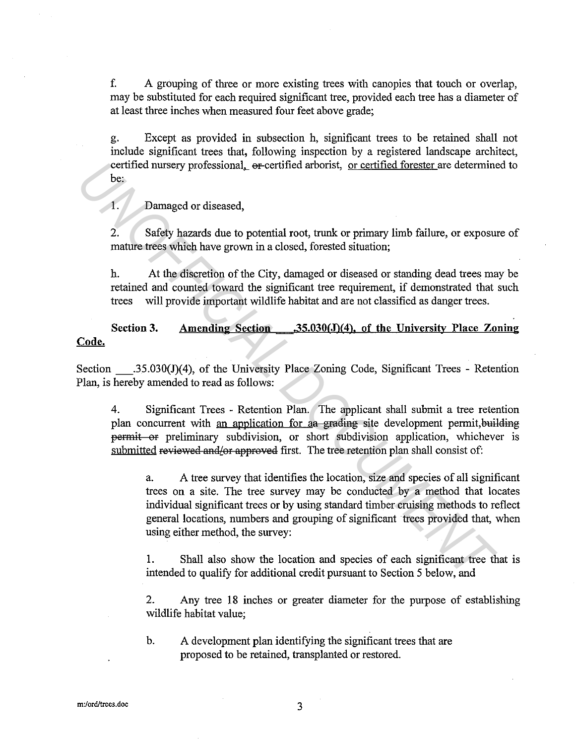f. A grouping of three or more existing trees with canopies that touch or overlap, may be substituted for each required significant tree, provided each tree has a diameter of at least three inches when measured four feet above grade;

g. Except as provided in subsection h, significant trees to be retained shall not include significant trees that, following inspection by a registered landscape architect, certified nursery professional, ~~or~~ certified arborist, <u>or certified forester</u> are determined to be:

1. Damaged or diseased,

2. Safety hazards due to potential root, trunk or primary limb failure, or exposure of mature trees which have grown in a closed, forested situation;

h. At the discretion of the City, damaged or diseased or standing dead trees may be retained and counted toward the significant tree requirement, if demonstrated that such trees will provide important wildlife habitat and are not classified as danger trees.

**Section 3. <u>Amending Section ___.35.030(J)(4), of the University Place Zoning Code.</u>**

Section ___.35.030(J)(4), of the University Place Zoning Code, Significant Trees - Retention Plan, is hereby amended to read as follows:

4. Significant Trees - Retention Plan. The applicant shall submit a tree retention plan concurrent with <u>an application for</u> ~~aa grading~~ site development permit,~~building permit or~~ preliminary subdivision, or short subdivision application, whichever is <u>submitted</u> ~~reviewed and/or approved~~ first. The tree retention plan shall consist of:

a. A tree survey that identifies the location, size and species of all significant trees on a site. The tree survey may be conducted by a method that locates individual significant trees or by using standard timber cruising methods to reflect general locations, numbers and grouping of significant trees provided that, when using either method, the survey:

1. Shall also show the location and species of each significant tree that is intended to qualify for additional credit pursuant to Section 5 below, and

2. Any tree 18 inches or greater diameter for the purpose of establishing wildlife habitat value;

b. A development plan identifying the significant trees that are proposed to be retained, transplanted or restored.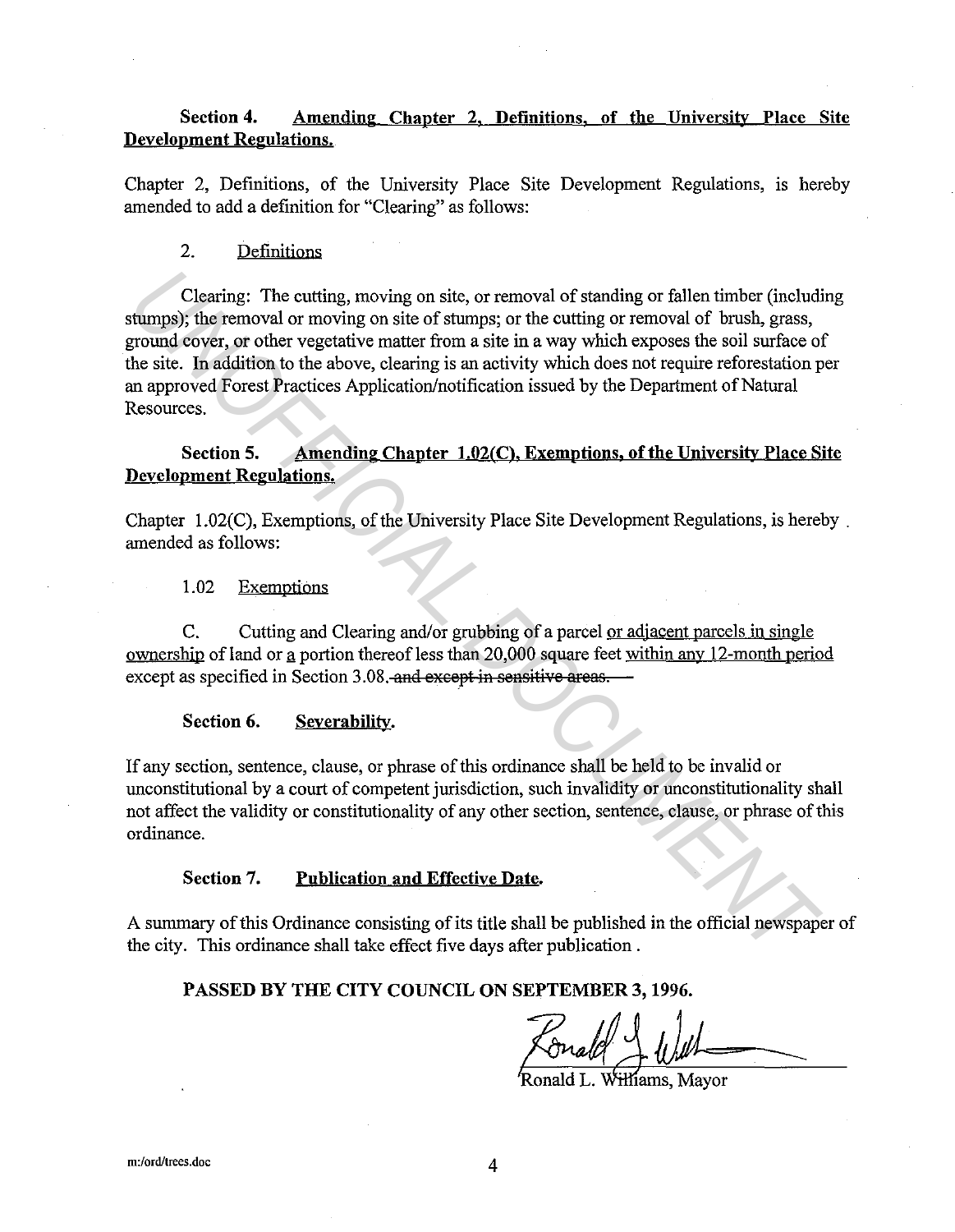**Section 4. Amending Chapter 2, Definitions, of the University Place Site Development Regulations.**

Chapter 2, Definitions, of the University Place Site Development Regulations, is hereby amended to add a definition for "Clearing" as follows:

2. Definitions

Clearing: The cutting, moving on site, or removal of standing or fallen timber (including stumps); the removal or moving on site of stumps; or the cutting or removal of brush, grass, ground cover, or other vegetative matter from a site in a way which exposes the soil surface of the site. In addition to the above, clearing is an activity which does not require reforestation per an approved Forest Practices Application/notification issued by the Department of Natural Resources.

**Section 5. Amending Chapter 1.02(C), Exemptions, of the University Place Site Development Regulations.**

Chapter 1.02(C), Exemptions, of the University Place Site Development Regulations, is hereby amended as follows:

1.02 Exemptions

C. Cutting and Clearing and/or grubbing of a parcel or adjacent parcels in single ownership of land or a portion thereof less than 20,000 square feet within any 12-month period except as specified in Section 3.08. ~~and except in sensitive areas.~~

**Section 6. Severability.**

If any section, sentence, clause, or phrase of this ordinance shall be held to be invalid or unconstitutional by a court of competent jurisdiction, such invalidity or unconstitutionality shall not affect the validity or constitutionality of any other section, sentence, clause, or phrase of this ordinance.

**Section 7. Publication and Effective Date.**

A summary of this Ordinance consisting of its title shall be published in the official newspaper of the city. This ordinance shall take effect five days after publication .

**PASSED BY THE CITY COUNCIL ON SEPTEMBER 3, 1996.**

Ronald L. Williams, Mayor

m:/ord/trees.doc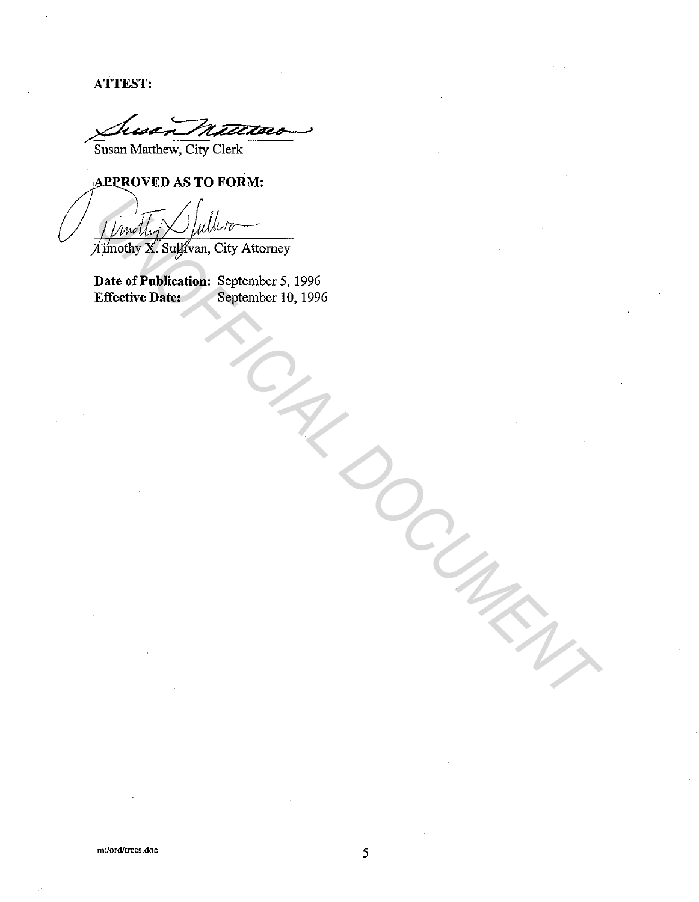**ATTEST:**

Susan Matthew, City Clerk

**APPROVED AS TO FORM:**

Timothy X. Sullivan, City Attorney

**Date of Publication:** September 5, 1996
**Effective Date:** September 10, 1996

m:/ord/trees.doc